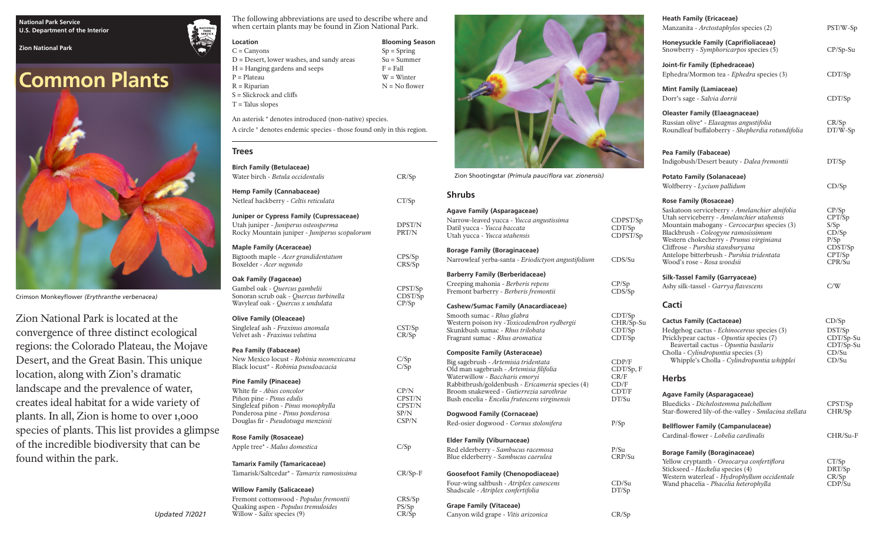National Park Service
U.S. Department of the Interior

Zion National Park

# Common Plants

Crimson Monkeyflower *(Erythranthe verbenacea)*

Zion National Park is located at the convergence of three distinct ecological regions: the Colorado Plateau, the Mojave Desert, and the Great Basin. This unique location, along with Zion's dramatic landscape and the prevalence of water, creates ideal habitat for a wide variety of plants. In all, Zion is home to over 1,000 species of plants. This list provides a glimpse of the incredible biodiversity that can be found within the park.

Updated 7/2021

The following abbreviations are used to describe where and when certain plants may be found in Zion National Park.

| Location | Blooming Season |
|---|---|
| C = Canyons | Sp = Spring |
| D = Desert, lower washes, and sandy areas | Su = Summer |
| H = Hanging gardens and seeps | F = Fall |
| P = Plateau | W = Winter |
| R = Riparian | N = No flower |
| S = Slickrock and cliffs | |
| T = Talus slopes | |

An asterisk * denotes introduced (non-native) species.

A circle ° denotes endemic species - those found only in this region.

## Trees

**Birch Family (Betulaceae)**
Water birch - *Betula occidentalis* — CR/Sp

**Hemp Family (Cannabaceae)**
Netleaf hackberry - *Celtis reticulata* — CT/Sp

**Juniper or Cypress Family (Cupressaceae)**
Utah juniper - *Juniperus osteosperma* — DPST/N
Rocky Mountain juniper - *Juniperus scopulorum* — PRT/N

**Maple Family (Aceraceae)**
Bigtooth maple - *Acer grandidentatum* — CPS/Sp
Boxelder - *Acer negundo* — CRS/Sp

**Oak Family (Fagaceae)**
Gambel oak - *Quercus gambelii* — CPST/Sp
Sonoran scrub oak - *Quercus turbinella* — CDST/Sp
Wavyleaf oak - *Quercus x undulata* — CP/Sp

**Olive Family (Oleaceae)**
Singleleaf ash - *Fraxinus anomala* — CST/Sp
Velvet ash - *Fraxinus velutina* — CR/Sp

**Pea Family (Fabaceae)**
New Mexico locust - *Robinia neomexicana* — C/Sp
Black locust* - *Robinia pseudoacacia* — C/Sp

**Pine Family (Pinaceae)**
White fir - *Abies concolor* — CP/N
Piñon pine - *Pinus edulis* — CPST/N
Singleleaf piñon - *Pinus monophylla* — CPST/N
Ponderosa pine - *Pinus ponderosa* — SP/N
Douglas fir - *Pseudotsuga menziesii* — CSP/N

**Rose Family (Rosaceae)**
Apple tree* - *Malus domestica* — C/Sp

**Tamarix Family (Tamaricaceae)**
Tamarisk/Saltcedar* - *Tamarix ramosissima* — CR/Sp-F

**Willow Family (Salicaceae)**
Fremont cottonwood - *Populus fremontii* — CRS/Sp
Quaking aspen - *Populus tremuloides* — PS/Sp
Willow - *Salix* species (9) — CR/Sp

Zion Shootingstar *(Primula pauciflora var. zionensis)*

## Shrubs

**Agave Family (Asparagaceae)**
Narrow-leaved yucca - *Yucca angustissima* — CDPST/Sp
Datil yucca - *Yucca baccata* — CDT/Sp
Utah yucca - *Yucca utahensis* — CDPST/Sp

**Borage Family (Boraginaceae)**
Narrowleaf yerba-santa - *Eriodictyon angustifolium* — CDS/Su

**Barberry Family (Berberidaceae)**
Creeping mahonia - *Berberis repens* — CP/Sp
Fremont barberry - *Berberis fremontii* — CDS/Sp

**Cashew/Sumac Family (Anacardiaceae)**
Smooth sumac - *Rhus glabra* — CDT/Sp
Western poison ivy - *Toxicodendron rydbergii* — CHR/Sp-Su
Skunkbush sumac - *Rhus trilobata* — CDT/Sp
Fragrant sumac - *Rhus aromatica* — CDT/Sp

**Composite Family (Asteraceae)**
Big sagebrush - *Artemisia tridentata* — CDP/F
Old man sagebrush - *Artemisia filifolia* — CDT/Sp, F
Waterwillow - *Baccharis emoryi* — CR/F
Rabbitbrush/goldenbush - *Ericameria* species (4) — CD/F
Broom snakeweed - *Gutierrezia sarothrae* — CDT/F
Bush encelia - *Encelia frutescens virginensis* — DT/Su

**Dogwood Family (Cornaceae)**
Red-osier dogwood - *Cornus stolonifera* — P/Sp

**Elder Family (Viburnaceae)**
Red elderberry - *Sambucus racemosa* — P/Su
Blue elderberry - *Sambucus caerulea* — CRP/Su

**Goosefoot Family (Chenopodiaceae)**
Four-wing saltbush - *Atriplex canescens* — CD/Su
Shadscale - *Atriplex confertifolia* — DT/Sp

**Grape Family (Vitaceae)**
Canyon wild grape - *Vitis arizonica* — CR/Sp

**Heath Family (Ericaceae)**
Manzanita - *Arctostaphylos* species (2) — PST/W-Sp

**Honeysuckle Family (Caprifoliaceae)**
Snowberry - *Symphoricarpos* species (5) — CP/Sp-Su

**Joint-fir Family (Ephedraceae)**
Ephedra/Mormon tea - *Ephedra* species (3) — CDT/Sp

**Mint Family (Lamiaceae)**
Dorr's sage - *Salvia dorrii* — CDT/Sp

**Oleaster Family (Elaeagnaceae)**
Russian olive* - *Elaeagnus angustifolia* — CR/Sp
Roundleaf buffaloberry - *Shepherdia rotundifolia* — DT/W-Sp

**Pea Family (Fabaceae)**
Indigobush/Desert beauty - *Dalea fremontii* — DT/Sp

**Potato Family (Solanaceae)**
Wolfberry - *Lycium pallidum* — CD/Sp

**Rose Family (Rosaceae)**
Saskatoon serviceberry - *Amelanchier alnifolia* — CP/Sp
Utah serviceberry - *Amelanchier utahensis* — CPT/Sp
Mountain mahogany - *Cercocarpus* species (3) — S/Sp
Blackbrush - *Coleogyne ramosissimum* — CD/Sp
Western chokecherry - *Prunus virginiana* — P/Sp
Cliffrose - *Purshia stansburyana* — CDST/Sp
Antelope bitterbrush - *Purshia tridentata* — CPT/Sp
Wood's rose - *Rosa woodsii* — CPR/Su

**Silk-Tassel Family (Garryaceae)**
Ashy silk-tassel - *Garrya flavescens* — C/W

## Cacti

**Cactus Family (Cactaceae)** — CD/Sp
Hedgehog cactus - *Echinocereus* species (3) — DST/Sp
Pricklypear cactus - *Opuntia* species (7) — CDT/Sp-Su
Beavertail cactus - *Opuntia basilaris* — CDT/Sp-Su
Cholla - *Cylindropuntia* species (3) — CD/Su
Whipple's Cholla - *Cylindropuntia whipplei* — CD/Su

## Herbs

**Agave Family (Asparagaceae)**
Bluedicks - *Dichelostemma pulchellum* — CPST/Sp
Star-flowered lily-of-the-valley - *Smilacina stellata* — CHR/Sp

**Bellflower Family (Campanulaceae)**
Cardinal-flower - *Lobelia cardinalis* — CHR/Su-F

**Borage Family (Boraginaceae)**
Yellow cryptanth - *Oreocarya confertiflora* — CT/Sp
Stickseed - *Hackelia* species (4) — DRT/Sp
Western waterleaf - *Hydrophyllum occidentale* — CR/Sp
Wand phacelia - *Phacelia heterophylla* — CDP/Su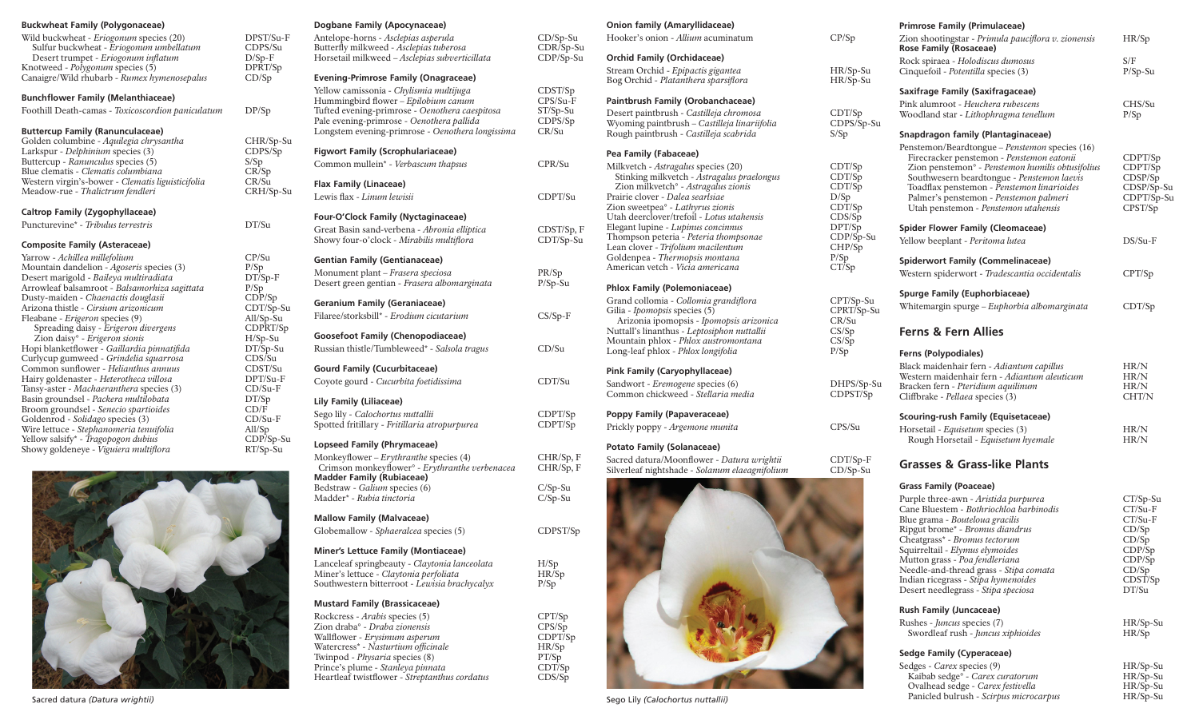### Buckwheat Family (Polygonaceae)

| | |
|---|---|
| Wild buckwheat - *Eriogonum* species (20) | DPST/Su-F |
| Sulfur buckwheat - *Eriogonum umbellatum* | CDPS/Su |
| Desert trumpet - *Eriogonum inflatum* | D/Sp-F |
| Knotweed - *Polygonum* species (5) | DPRT/Sp |
| Canaigre/Wild rhubarb - *Rumex hymenosepalus* | CD/Sp |

### Bunchflower Family (Melanthiaceae)

| | |
|---|---|
| Foothill Death-camas - *Toxicoscordion paniculatum* | DP/Sp |

### Buttercup Family (Ranunculaceae)

| | |
|---|---|
| Golden columbine - *Aquilegia chrysantha* | CHR/Sp-Su |
| Larkspur - *Delphinium* species (3) | CDPS/Sp |
| Buttercup - *Ranunculus* species (5) | S/Sp |
| Blue clematis - *Clematis columbiana* | CR/Sp |
| Western virgin's-bower - *Clematis ligusticifolia* | CR/Su |
| Meadow-rue - *Thalictrum fendleri* | CRH/Sp-Su |

### Caltrop Family (Zygophyllaceae)

| | |
|---|---|
| Puncturevine* - *Tribulus terrestris* | DT/Su |

### Composite Family (Asteraceae)

| | |
|---|---|
| Yarrow - *Achillea millefolium* | CP/Su |
| Mountain dandelion - *Agoseris* species (3) | P/Sp |
| Desert marigold - *Baileya multiradiata* | DT/Sp-F |
| Arrowleaf balsamroot - *Balsamorhiza sagittata* | P/Sp |
| Dusty-maiden - *Chaenactis douglasii* | CDP/Sp |
| Arizona thistle - *Cirsium arizonicum* | CDT/Sp-Su |
| Fleabane - *Erigeron* species (9) | All/Sp-Su |
| Spreading daisy - *Erigeron divergens* | CDPRT/Sp |
| Zion daisy° - *Erigeron sionis* | H/Sp-Su |
| Hopi blanketflower - *Gaillardia pinnatifida* | DT/Sp-Su |
| Curlycup gumweed - *Grindelia squarrosa* | CDS/Su |
| Common sunflower - *Helianthus annuus* | CDST/Su |
| Hairy goldenaster - *Heterotheca villosa* | DPT/Su-F |
| Tansy-aster - *Machaeranthera* species (3) | CD/Su-F |
| Basin groundsel - *Packera multilobata* | DT/Sp |
| Broom groundsel - *Senecio spartioides* | CD/F |
| Goldenrod - *Solidago* species (3) | CD/Su-F |
| Wire lettuce - *Stephanomeria tenuifolia* | All/Sp |
| Yellow salsify* - *Tragopogon dubius* | CDP/Sp-Su |
| Showy goldeneye - *Viguiera multiflora* | RT/Sp-Su |

Sacred datura *(Datura wrightii)*

### Dogbane Family (Apocynaceae)

| | |
|---|---|
| Antelope-horns - *Asclepias asperula* | CD/Sp-Su |
| Butterfly milkweed - *Asclepias tuberosa* | CDR/Sp-Su |
| Horsetail milkweed – *Asclepias subverticillata* | CDP/Sp-Su |

### Evening-Primrose Family (Onagraceae)

| | |
|---|---|
| Yellow camissonia - *Chylismia multijuga* | CDST/Sp |
| Hummingbird flower – *Epilobium canum* | CPS/Su-F |
| Tufted evening-primrose - *Oenothera caespitosa* | ST/Sp-Su |
| Pale evening-primrose - *Oenothera pallida* | CDPS/Sp |
| Longstem evening-primrose - *Oenothera longissima* | CR/Su |

### Figwort Family (Scrophulariaceae)

| | |
|---|---|
| Common mullein* - *Verbascum thapsus* | CPR/Su |

### Flax Family (Linaceae)

| | |
|---|---|
| Lewis flax - *Linum lewisii* | CDPT/Su |

### Four-O'Clock Family (Nyctaginaceae)

| | |
|---|---|
| Great Basin sand-verbena - *Abronia elliptica* | CDST/Sp, F |
| Showy four-o'clock - *Mirabilis multiflora* | CDT/Sp-Su |

### Gentian Family (Gentianaceae)

| | |
|---|---|
| Monument plant – *Frasera speciosa* | PR/Sp |
| Desert green gentian - *Frasera albomarginata* | P/Sp-Su |

### Geranium Family (Geraniaceae)

| | |
|---|---|
| Filaree/storksbill* - *Erodium cicutarium* | CS/Sp-F |

### Goosefoot Family (Chenopodiaceae)

| | |
|---|---|
| Russian thistle/Tumbleweed* - *Salsola tragus* | CD/Su |

### Gourd Family (Cucurbitaceae)

| | |
|---|---|
| Coyote gourd - *Cucurbita foetidissima* | CDT/Su |

### Lily Family (Liliaceae)

| | |
|---|---|
| Sego lily - *Calochortus nuttallii* | CDPT/Sp |
| Spotted fritillary - *Fritillaria atropurpurea* | CDPT/Sp |

### Lopseed Family (Phrymaceae)

| | |
|---|---|
| Monkeyflower – *Erythranthe* species (4) | CHR/Sp, F |
| Crimson monkeyflower° - *Erythranthe verbenacea* | CHR/Sp, F |

### Madder Family (Rubiaceae)

| | |
|---|---|
| Bedstraw - *Galium* species (6) | C/Sp-Su |
| Madder* - *Rubia tinctoria* | C/Sp-Su |

### Mallow Family (Malvaceae)

| | |
|---|---|
| Globemallow - *Sphaeralcea* species (5) | CDPST/Sp |

### Miner's Lettuce Family (Montiaceae)

| | |
|---|---|
| Lanceleaf springbeauty - *Claytonia lanceolata* | H/Sp |
| Miner's lettuce - *Claytonia perfoliata* | HR/Sp |
| Southwestern bitterroot - *Lewisia brachycalyx* | P/Sp |

### Mustard Family (Brassicaceae)

| | |
|---|---|
| Rockcress - *Arabis* species (5) | CPT/Sp |
| Zion draba° - *Draba zionensis* | CPS/Sp |
| Wallflower - *Erysimum asperum* | CDPT/Sp |
| Watercress* - *Nasturtium officinale* | HR/Sp |
| Twinpod - *Physaria* species (8) | PT/Sp |
| Prince's plume - *Stanleya pinnata* | CDT/Sp |
| Heartleaf twistflower - *Streptanthus cordatus* | CDS/Sp |

### Onion family (Amaryllidaceae)

| | |
|---|---|
| Hooker's onion - *Allium* acuminatum | CP/Sp |

### Orchid Family (Orchidaceae)

| | |
|---|---|
| Stream Orchid - *Epipactis gigantea* | HR/Sp-Su |
| Bog Orchid - *Platanthera sparsiflora* | HR/Sp-Su |

### Paintbrush Family (Orobanchaceae)

| | |
|---|---|
| Desert paintbrush - *Castilleja chromosa* | CDT/Sp |
| Wyoming paintbrush – *Castilleja linariifolia* | CDPS/Sp-Su |
| Rough paintbrush - *Castilleja scabrida* | S/Sp |

### Pea Family (Fabaceae)

| | |
|---|---|
| Milkvetch - *Astragalus* species (20) | CDT/Sp |
| Stinking milkvetch - *Astragalus praelongus* | CDT/Sp |
| Zion milkvetch° - *Astragalus zionis* | CDT/Sp |
| Prairie clover - *Dalea searlsiae* | D/Sp |
| Zion sweetpea° - *Lathyrus zionis* | CDT/Sp |
| Utah deerclover/trefoil - *Lotus utahensis* | CDS/Sp |
| Elegant lupine - *Lupinus concinnus* | DPT/Sp |
| Thompson peteria - *Peteria thompsonae* | CDP/Sp-Su |
| Lean clover - *Trifolium macilentum* | CHP/Sp |
| Goldenpea - *Thermopsis montana* | P/Sp |
| American vetch - *Vicia americana* | CT/Sp |

### Phlox Family (Polemoniaceae)

| | |
|---|---|
| Grand collomia - *Collomia grandiflora* | CPT/Sp-Su |
| Gilia - *Ipomopsis* species (5) | CPRT/Sp-Su |
| Arizonia ipomopsis - *Ipomopsis arizonica* | CR/Su |
| Nuttall's linanthus - *Leptosiphon nuttallii* | CS/Sp |
| Mountain phlox - *Phlox austromontana* | CS/Sp |
| Long-leaf phlox - *Phlox longifolia* | P/Sp |

### Pink Family (Caryophyllaceae)

| | |
|---|---|
| Sandwort - *Eremogene* species (6) | DHPS/Sp-Su |
| Common chickweed - *Stellaria media* | CDPST/Sp |

### Poppy Family (Papaveraceae)

| | |
|---|---|
| Prickly poppy - *Argemone munita* | CPS/Su |

### Potato Family (Solanaceae)

| | |
|---|---|
| Sacred datura/Moonflower - *Datura wrightii* | CDT/Sp-F |
| Silverleaf nightshade - *Solanum elaeagnifolium* | CD/Sp-Su |

Sego Lily *(Calochortus nuttallii)*

### Primrose Family (Primulaceae)

| | |
|---|---|
| Zion shootingstar - *Primula pauciflora v. zionensis* | HR/Sp |

### Rose Family (Rosaceae)

| | |
|---|---|
| Rock spiraea - *Holodiscus dumosus* | S/F |
| Cinquefoil - *Potentilla* species (3) | P/Sp-Su |

### Saxifrage Family (Saxifragaceae)

| | |
|---|---|
| Pink alumroot - *Heuchera rubescens* | CHS/Su |
| Woodland star - *Lithophragma tenellum* | P/Sp |

### Snapdragon family (Plantaginaceae)

| | |
|---|---|
| Penstemon/Beardtongue – *Penstemon* species (16) | |
| Firecracker penstemon - *Penstemon eatonii* | CDPT/Sp |
| Zion penstemon° - *Penstemon humilis obtusifolius* | CDPT/Sp |
| Southwesern beardtongue - *Penstemon laevis* | CDSP/Sp |
| Toadflax penstemon - *Penstemon linarioides* | CDSP/Sp-Su |
| Palmer's penstemon - *Penstemon palmeri* | CDPT/Sp-Su |
| Utah penstemon - *Penstemon utahensis* | CPST/Sp |

### Spider Flower Family (Cleomaceae)

| | |
|---|---|
| Yellow beeplant - *Peritoma lutea* | DS/Su-F |

### Spiderwort Family (Commelinaceae)

| | |
|---|---|
| Western spiderwort - *Tradescantia occidentalis* | CPT/Sp |

### Spurge Family (Euphorbiaceae)

| | |
|---|---|
| Whitemargin spurge – *Euphorbia albomarginata* | CDT/Sp |

## Ferns & Fern Allies

### Ferns (Polypodiales)

| | |
|---|---|
| Black maidenhair fern - *Adiantum capillus* | HR/N |
| Western maidenhair fern - *Adiantum aleuticum* | HR/N |
| Bracken fern - *Pteridium aquilinum* | HR/N |
| Cliffbrake - *Pellaea* species (3) | CHT/N |

### Scouring-rush Family (Equisetaceae)

| | |
|---|---|
| Horsetail - *Equisetum* species (3) | HR/N |
| Rough Horsetail - *Equisetum hyemale* | HR/N |

## Grasses & Grass-like Plants

### Grass Family (Poaceae)

| | |
|---|---|
| Purple three-awn - *Aristida purpurea* | CT/Sp-Su |
| Cane Bluestem - *Bothriochloa barbinodis* | CT/Su-F |
| Blue grama - *Bouteloua gracilis* | CT/Su-F |
| Ripgut brome* - *Bromus diandrus* | CD/Sp |
| Cheatgrass* - *Bromus tectorum* | CD/Sp |
| Squirreltail - *Elymus elymoides* | CDP/Sp |
| Mutton grass - *Poa fendleriana* | CDP/Sp |
| Needle-and-thread grass - *Stipa comata* | CD/Sp |
| Indian ricegrass - *Stipa hymenoides* | CDST/Sp |
| Desert needlegrass - *Stipa speciosa* | DT/Su |

### Rush Family (Juncaceae)

| | |
|---|---|
| Rushes - *Juncus* species (7) | HR/Sp-Su |
| Swordleaf rush - *Juncus xiphioides* | HR/Sp |

### Sedge Family (Cyperaceae)

| | |
|---|---|
| Sedges - *Carex* species (9) | HR/Sp-Su |
| Kaibab sedge° - *Carex curatorum* | HR/Sp-Su |
| Ovalhead sedge - *Carex festivella* | HR/Sp-Su |
| Panicled bulrush - *Scirpus microcarpus* | HR/Sp-Su |